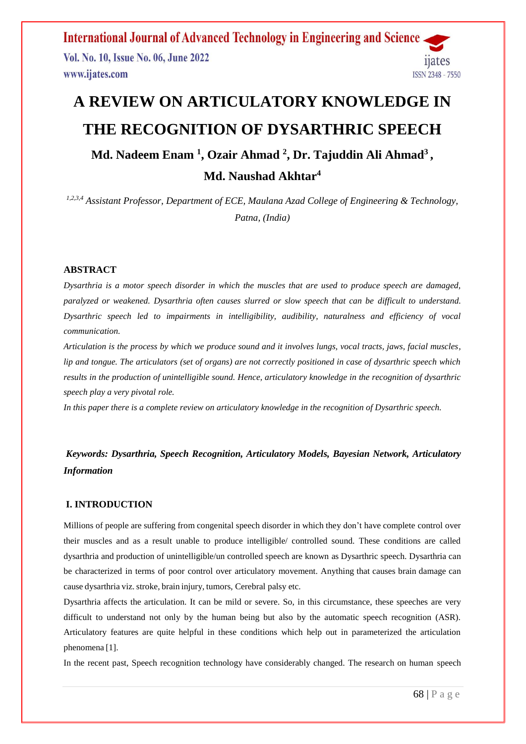# A REVIEW ON ARTICULATORY KNOWLEDGE IN THE RECOGNITION OF DYSARTHRIC SPEECH

**Md. Nadeem Enam [1], Ozair Ahmad [2], Dr. Tajuddin Ali Ahmad[3], Md. Naushad Akhtar[4]**

*[1,2,3,4] Assistant Professor, Department of ECE, Maulana Azad College of Engineering & Technology, Patna, (India)*

## ABSTRACT

*Dysarthria is a motor speech disorder in which the muscles that are used to produce speech are damaged, paralyzed or weakened. Dysarthria often causes slurred or slow speech that can be difficult to understand. Dysarthric speech led to impairments in intelligibility, audibility, naturalness and efficiency of vocal communication.*

*Articulation is the process by which we produce sound and it involves lungs, vocal tracts, jaws, facial muscles, lip and tongue. The articulators (set of organs) are not correctly positioned in case of dysarthric speech which results in the production of unintelligible sound. Hence, articulatory knowledge in the recognition of dysarthric speech play a very pivotal role.*

*In this paper there is a complete review on articulatory knowledge in the recognition of Dysarthric speech.*

***Keywords: Dysarthria, Speech Recognition, Articulatory Models, Bayesian Network, Articulatory Information***

## I. INTRODUCTION

Millions of people are suffering from congenital speech disorder in which they don't have complete control over their muscles and as a result unable to produce intelligible/ controlled sound. These conditions are called dysarthria and production of unintelligible/un controlled speech are known as Dysarthric speech. Dysarthria can be characterized in terms of poor control over articulatory movement. Anything that causes brain damage can cause dysarthria viz. stroke, brain injury, tumors, Cerebral palsy etc.

Dysarthria affects the articulation. It can be mild or severe. So, in this circumstance, these speeches are very difficult to understand not only by the human being but also by the automatic speech recognition (ASR). Articulatory features are quite helpful in these conditions which help out in parameterized the articulation phenomena [1].

In the recent past, Speech recognition technology have considerably changed. The research on human speech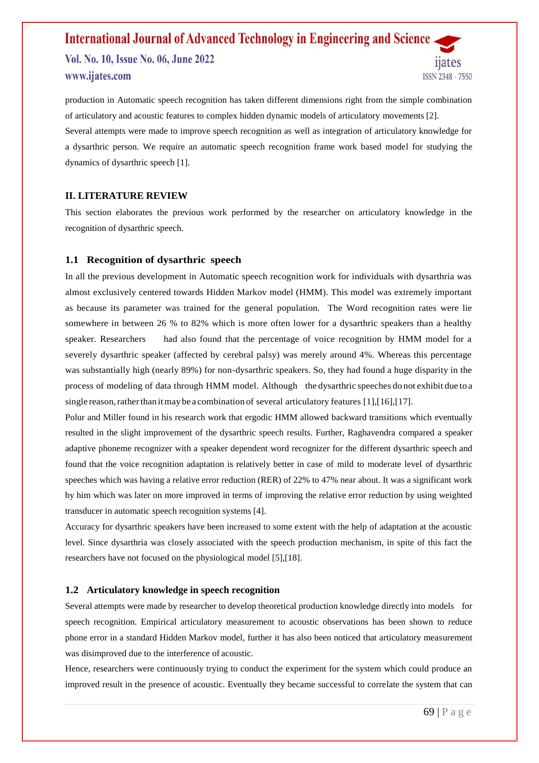production in Automatic speech recognition has taken different dimensions right from the simple combination of articulatory and acoustic features to complex hidden dynamic models of articulatory movements [2].

Several attempts were made to improve speech recognition as well as integration of articulatory knowledge for a dysarthric person. We require an automatic speech recognition frame work based model for studying the dynamics of dysarthric speech [1].

## II. LITERATURE REVIEW

This section elaborates the previous work performed by the researcher on articulatory knowledge in the recognition of dysarthric speech.

### 1.1 Recognition of dysarthric speech

In all the previous development in Automatic speech recognition work for individuals with dysarthria was almost exclusively centered towards Hidden Markov model (HMM). This model was extremely important as because its parameter was trained for the general population. The Word recognition rates were lie somewhere in between 26 % to 82% which is more often lower for a dysarthric speakers than a healthy speaker. Researchers had also found that the percentage of voice recognition by HMM model for a severely dysarthric speaker (affected by cerebral palsy) was merely around 4%. Whereas this percentage was substantially high (nearly 89%) for non-dysarthric speakers. So, they had found a huge disparity in the process of modeling of data through HMM model. Although the dysarthric speeches do not exhibit due to a single reason, rather than it may be a combination of several articulatory features [1],[16],[17].

Polur and Miller found in his research work that ergodic HMM allowed backward transitions which eventually resulted in the slight improvement of the dysarthric speech results. Further, Raghavendra compared a speaker adaptive phoneme recognizer with a speaker dependent word recognizer for the different dysarthric speech and found that the voice recognition adaptation is relatively better in case of mild to moderate level of dysarthric speeches which was having a relative error reduction (RER) of 22% to 47% near about. It was a significant work by him which was later on more improved in terms of improving the relative error reduction by using weighted transducer in automatic speech recognition systems [4].

Accuracy for dysarthric speakers have been increased to some extent with the help of adaptation at the acoustic level. Since dysarthria was closely associated with the speech production mechanism, in spite of this fact the researchers have not focused on the physiological model [5],[18].

### 1.2 Articulatory knowledge in speech recognition

Several attempts were made by researcher to develop theoretical production knowledge directly into models for speech recognition. Empirical articulatory measurement to acoustic observations has been shown to reduce phone error in a standard Hidden Markov model, further it has also been noticed that articulatory measurement was disimproved due to the interference of acoustic.

Hence, researchers were continuously trying to conduct the experiment for the system which could produce an improved result in the presence of acoustic. Eventually they became successful to correlate the system that can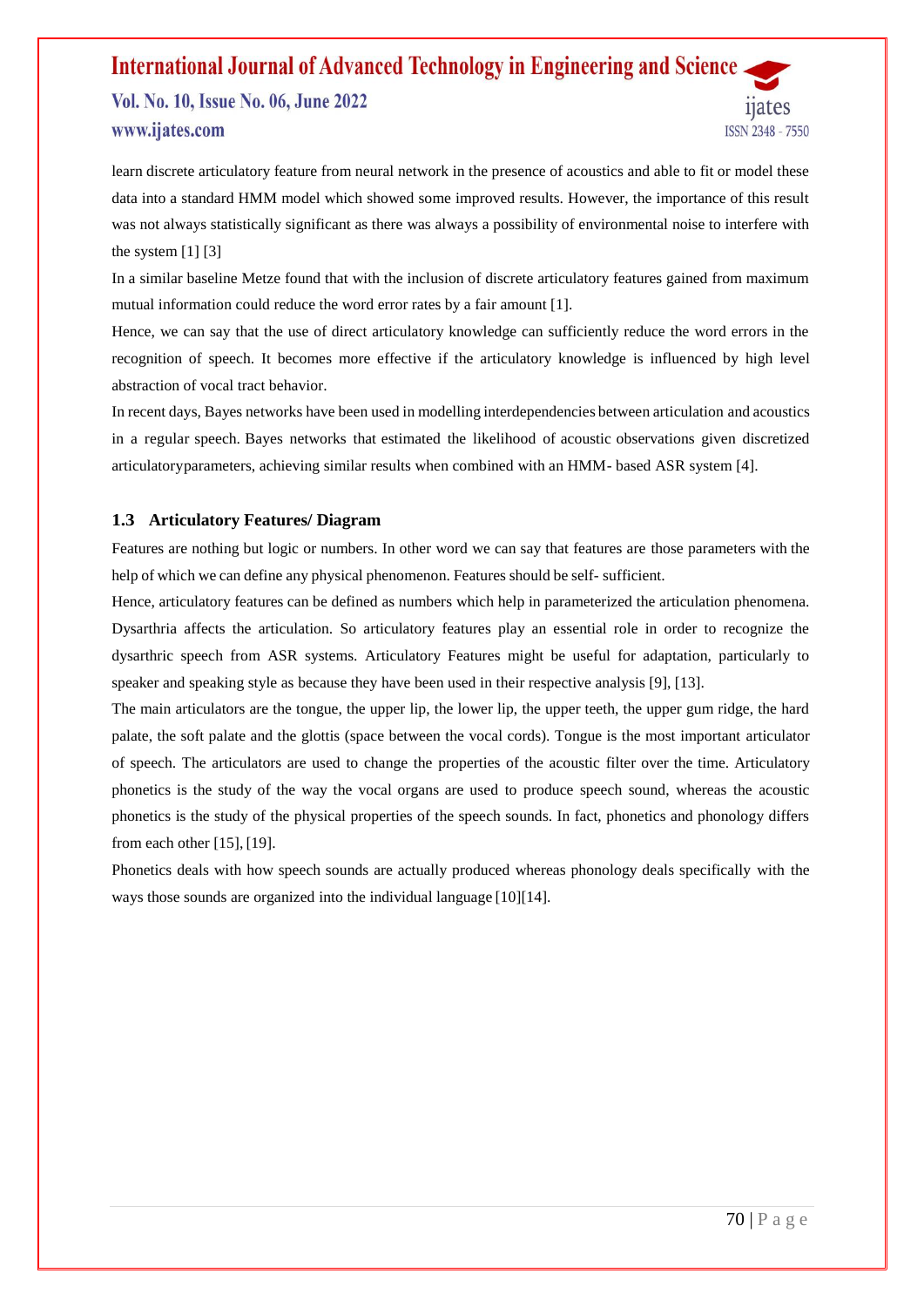learn discrete articulatory feature from neural network in the presence of acoustics and able to fit or model these data into a standard HMM model which showed some improved results. However, the importance of this result was not always statistically significant as there was always a possibility of environmental noise to interfere with the system [1] [3]

In a similar baseline Metze found that with the inclusion of discrete articulatory features gained from maximum mutual information could reduce the word error rates by a fair amount [1].

Hence, we can say that the use of direct articulatory knowledge can sufficiently reduce the word errors in the recognition of speech. It becomes more effective if the articulatory knowledge is influenced by high level abstraction of vocal tract behavior.

In recent days, Bayes networks have been used in modelling interdependencies between articulation and acoustics in a regular speech. Bayes networks that estimated the likelihood of acoustic observations given discretized articulatoryparameters, achieving similar results when combined with an HMM- based ASR system [4].

### 1.3 Articulatory Features/ Diagram

Features are nothing but logic or numbers. In other word we can say that features are those parameters with the help of which we can define any physical phenomenon. Features should be self- sufficient.

Hence, articulatory features can be defined as numbers which help in parameterized the articulation phenomena. Dysarthria affects the articulation. So articulatory features play an essential role in order to recognize the dysarthric speech from ASR systems. Articulatory Features might be useful for adaptation, particularly to speaker and speaking style as because they have been used in their respective analysis [9], [13].

The main articulators are the tongue, the upper lip, the lower lip, the upper teeth, the upper gum ridge, the hard palate, the soft palate and the glottis (space between the vocal cords). Tongue is the most important articulator of speech. The articulators are used to change the properties of the acoustic filter over the time. Articulatory phonetics is the study of the way the vocal organs are used to produce speech sound, whereas the acoustic phonetics is the study of the physical properties of the speech sounds. In fact, phonetics and phonology differs from each other [15], [19].

Phonetics deals with how speech sounds are actually produced whereas phonology deals specifically with the ways those sounds are organized into the individual language [10][14].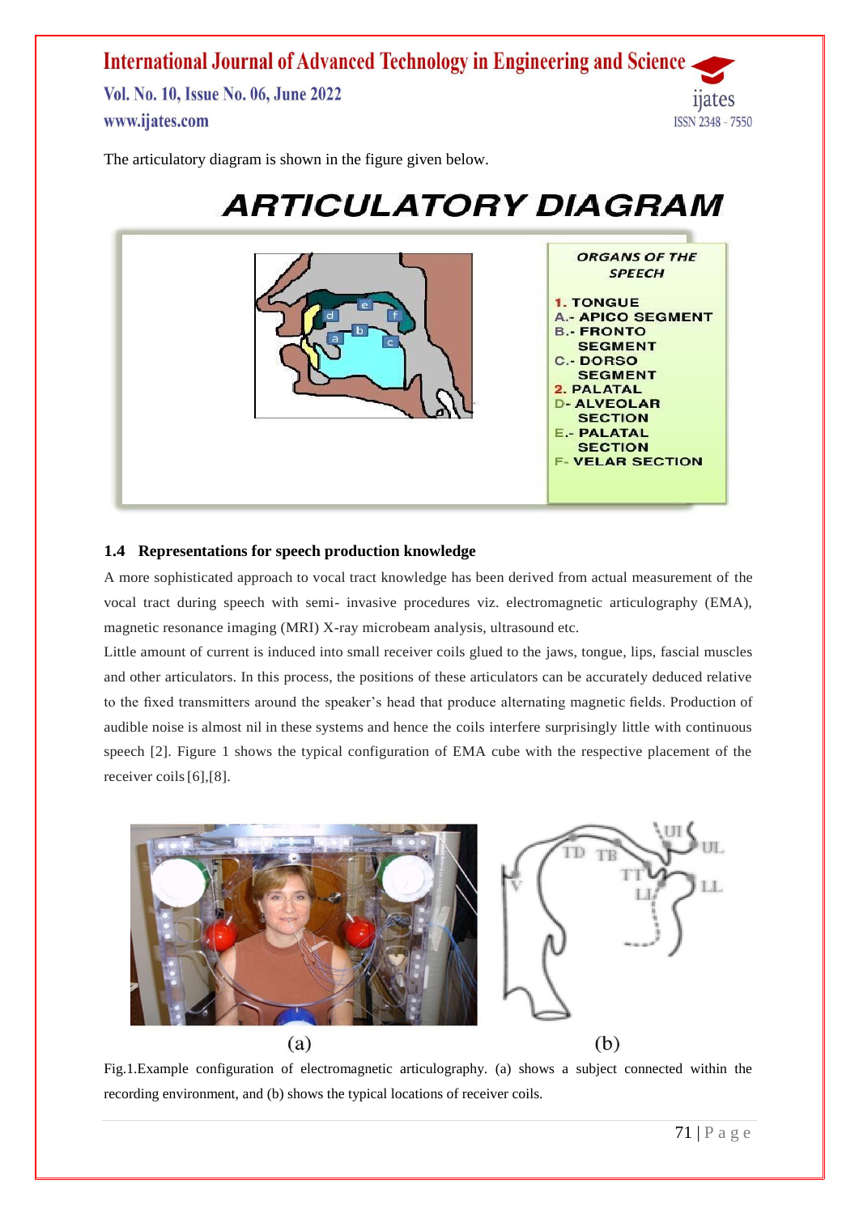The articulatory diagram is shown in the figure given below.

## ARTICULATORY DIAGRAM

ORGANS OF THE SPEECH

1. TONGUE
A.- APICO SEGMENT
B.- FRONTO SEGMENT
C.- DORSO SEGMENT
2. PALATAL
D- ALVEOLAR SECTION
E.- PALATAL SECTION
F- VELAR SECTION

### 1.4 Representations for speech production knowledge

A more sophisticated approach to vocal tract knowledge has been derived from actual measurement of the vocal tract during speech with semi- invasive procedures viz. electromagnetic articulography (EMA), magnetic resonance imaging (MRI) X-ray microbeam analysis, ultrasound etc.

Little amount of current is induced into small receiver coils glued to the jaws, tongue, lips, fascial muscles and other articulators. In this process, the positions of these articulators can be accurately deduced relative to the fixed transmitters around the speaker's head that produce alternating magnetic fields. Production of audible noise is almost nil in these systems and hence the coils interfere surprisingly little with continuous speech [2]. Figure 1 shows the typical configuration of EMA cube with the respective placement of the receiver coils [6],[8].

(a) (b)

Fig.1.Example configuration of electromagnetic articulography. (a) shows a subject connected within the recording environment, and (b) shows the typical locations of receiver coils.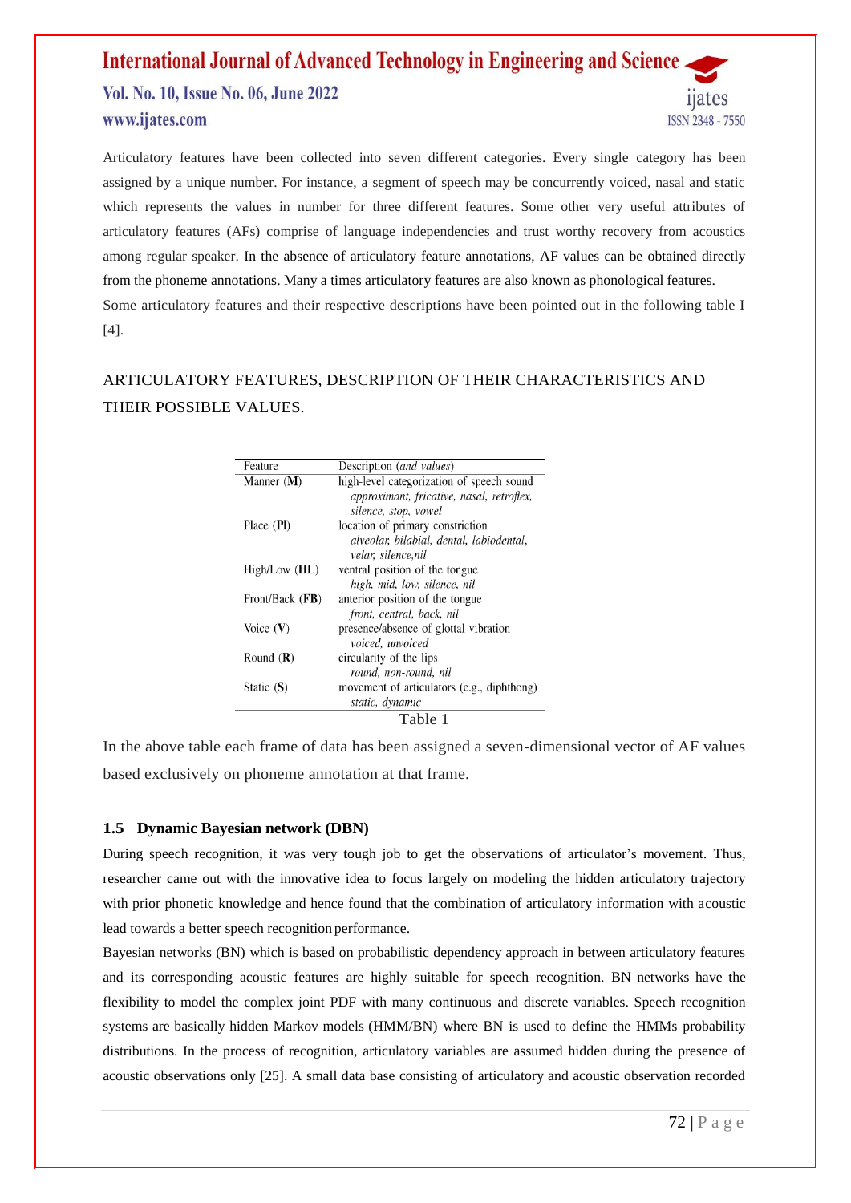Articulatory features have been collected into seven different categories. Every single category has been assigned by a unique number. For instance, a segment of speech may be concurrently voiced, nasal and static which represents the values in number for three different features. Some other very useful attributes of articulatory features (AFs) comprise of language independencies and trust worthy recovery from acoustics among regular speaker. In the absence of articulatory feature annotations, AF values can be obtained directly from the phoneme annotations. Many a times articulatory features are also known as phonological features.

Some articulatory features and their respective descriptions have been pointed out in the following table I [4].

ARTICULATORY FEATURES, DESCRIPTION OF THEIR CHARACTERISTICS AND THEIR POSSIBLE VALUES.

| Feature | Description (*and values*) |
|---|---|
| Manner (**M**) | high-level categorization of speech sound<br>*approximant, fricative, nasal, retroflex, silence, stop, vowel* |
| Place (**Pl**) | location of primary constriction<br>*alveolar, bilabial, dental, labiodental, velar, silence,nil* |
| High/Low (**HL**) | ventral position of the tongue<br>*high, mid, low, silence, nil* |
| Front/Back (**FB**) | anterior position of the tongue<br>*front, central, back, nil* |
| Voice (**V**) | presence/absence of glottal vibration<br>*voiced, unvoiced* |
| Round (**R**) | circularity of the lips<br>*round, non-round, nil* |
| Static (**S**) | movement of articulators (e.g., diphthong)<br>*static, dynamic* |

Table 1

In the above table each frame of data has been assigned a seven-dimensional vector of AF values based exclusively on phoneme annotation at that frame.

### 1.5 Dynamic Bayesian network (DBN)

During speech recognition, it was very tough job to get the observations of articulator's movement. Thus, researcher came out with the innovative idea to focus largely on modeling the hidden articulatory trajectory with prior phonetic knowledge and hence found that the combination of articulatory information with acoustic lead towards a better speech recognition performance.

Bayesian networks (BN) which is based on probabilistic dependency approach in between articulatory features and its corresponding acoustic features are highly suitable for speech recognition. BN networks have the flexibility to model the complex joint PDF with many continuous and discrete variables. Speech recognition systems are basically hidden Markov models (HMM/BN) where BN is used to define the HMMs probability distributions. In the process of recognition, articulatory variables are assumed hidden during the presence of acoustic observations only [25]. A small data base consisting of articulatory and acoustic observation recorded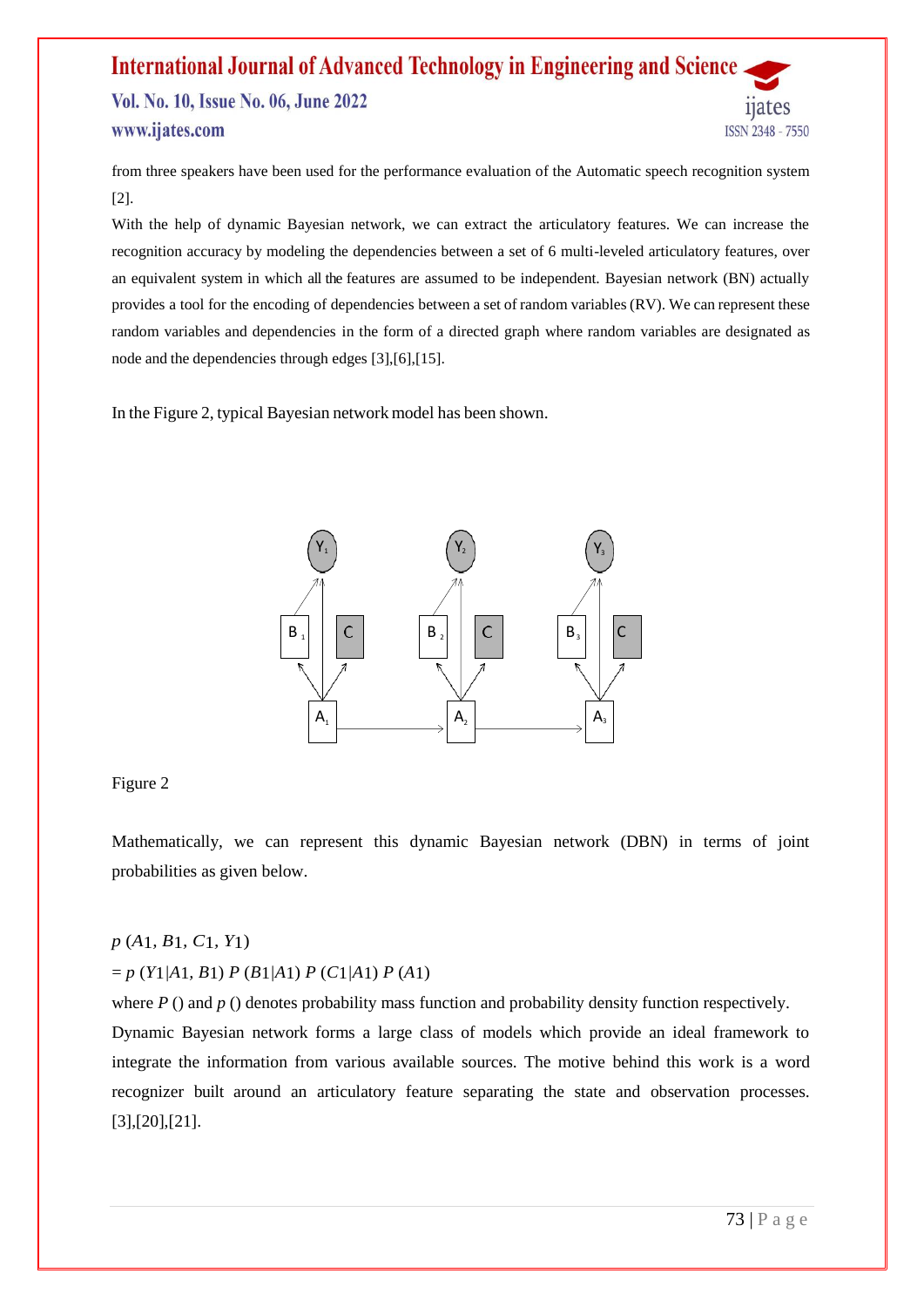from three speakers have been used for the performance evaluation of the Automatic speech recognition system [2].

With the help of dynamic Bayesian network, we can extract the articulatory features. We can increase the recognition accuracy by modeling the dependencies between a set of 6 multi-leveled articulatory features, over an equivalent system in which all the features are assumed to be independent. Bayesian network (BN) actually provides a tool for the encoding of dependencies between a set of random variables (RV). We can represent these random variables and dependencies in the form of a directed graph where random variables are designated as node and the dependencies through edges [3],[6],[15].

In the Figure 2, typical Bayesian network model has been shown.

Figure 2

Mathematically, we can represent this dynamic Bayesian network (DBN) in terms of joint probabilities as given below.

$p\,(A1, B1, C1, Y1)$

$= p\,(Y1|A1, B1)\; P\,(B1|A1)\; P\,(C1|A1)\; P\,(A1)$

where $P$ () and $p$ () denotes probability mass function and probability density function respectively.

Dynamic Bayesian network forms a large class of models which provide an ideal framework to integrate the information from various available sources. The motive behind this work is a word recognizer built around an articulatory feature separating the state and observation processes. [3],[20],[21].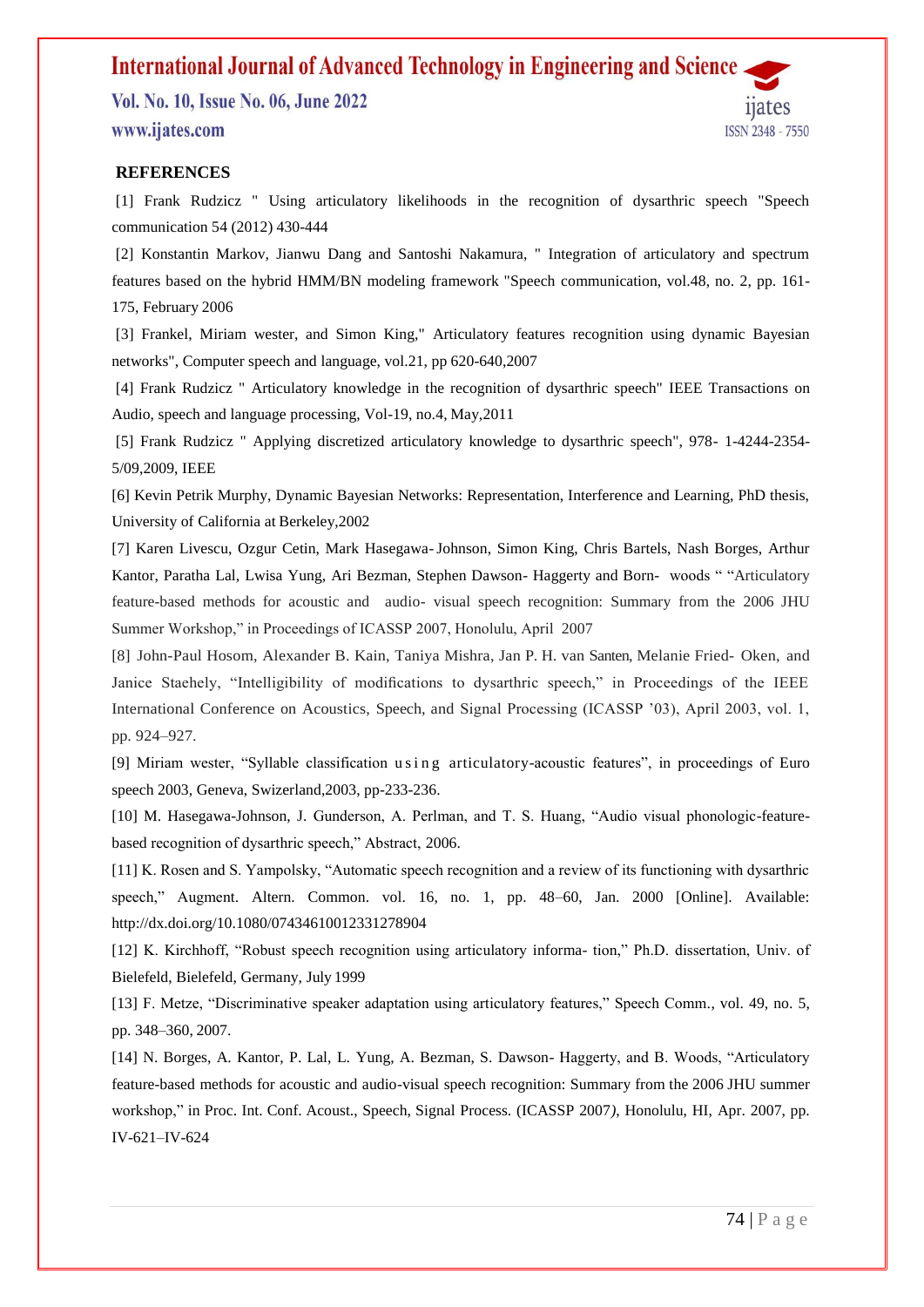**REFERENCES**

[1] Frank Rudzicz " Using articulatory likelihoods in the recognition of dysarthric speech "Speech communication 54 (2012) 430-444

[2] Konstantin Markov, Jianwu Dang and Santoshi Nakamura, " Integration of articulatory and spectrum features based on the hybrid HMM/BN modeling framework "Speech communication, vol.48, no. 2, pp. 161-175, February 2006

[3] Frankel, Miriam wester, and Simon King," Articulatory features recognition using dynamic Bayesian networks", Computer speech and language, vol.21, pp 620-640,2007

[4] Frank Rudzicz " Articulatory knowledge in the recognition of dysarthric speech" IEEE Transactions on Audio, speech and language processing, Vol-19, no.4, May,2011

[5] Frank Rudzicz " Applying discretized articulatory knowledge to dysarthric speech", 978- 1-4244-2354-5/09,2009, IEEE

[6] Kevin Petrik Murphy, Dynamic Bayesian Networks: Representation, Interference and Learning, PhD thesis, University of California at Berkeley,2002

[7] Karen Livescu, Ozgur Cetin, Mark Hasegawa- Johnson, Simon King, Chris Bartels, Nash Borges, Arthur Kantor, Paratha Lal, Lwisa Yung, Ari Bezman, Stephen Dawson- Haggerty and Born- woods " "Articulatory feature-based methods for acoustic and audio- visual speech recognition: Summary from the 2006 JHU Summer Workshop," in Proceedings of ICASSP 2007, Honolulu, April 2007

[8] John-Paul Hosom, Alexander B. Kain, Taniya Mishra, Jan P. H. van Santen, Melanie Fried- Oken, and Janice Staehely, "Intelligibility of modifications to dysarthric speech," in Proceedings of the IEEE International Conference on Acoustics, Speech, and Signal Processing (ICASSP '03), April 2003, vol. 1, pp. 924–927.

[9] Miriam wester, "Syllable classification using articulatory-acoustic features", in proceedings of Euro speech 2003, Geneva, Swizerland,2003, pp-233-236.

[10] M. Hasegawa-Johnson, J. Gunderson, A. Perlman, and T. S. Huang, "Audio visual phonologic-feature-based recognition of dysarthric speech," Abstract, 2006.

[11] K. Rosen and S. Yampolsky, "Automatic speech recognition and a review of its functioning with dysarthric speech," Augment. Altern. Common. vol. 16, no. 1, pp. 48–60, Jan. 2000 [Online]. Available: http://dx.doi.org/10.1080/07434610012331278904

[12] K. Kirchhoff, "Robust speech recognition using articulatory informa- tion," Ph.D. dissertation, Univ. of Bielefeld, Bielefeld, Germany, July 1999

[13] F. Metze, "Discriminative speaker adaptation using articulatory features," Speech Comm., vol. 49, no. 5, pp. 348–360, 2007.

[14] N. Borges, A. Kantor, P. Lal, L. Yung, A. Bezman, S. Dawson- Haggerty, and B. Woods, "Articulatory feature-based methods for acoustic and audio-visual speech recognition: Summary from the 2006 JHU summer workshop," in Proc. Int. Conf. Acoust., Speech, Signal Process. (ICASSP 2007*)*, Honolulu, HI, Apr. 2007, pp. IV-621–IV-624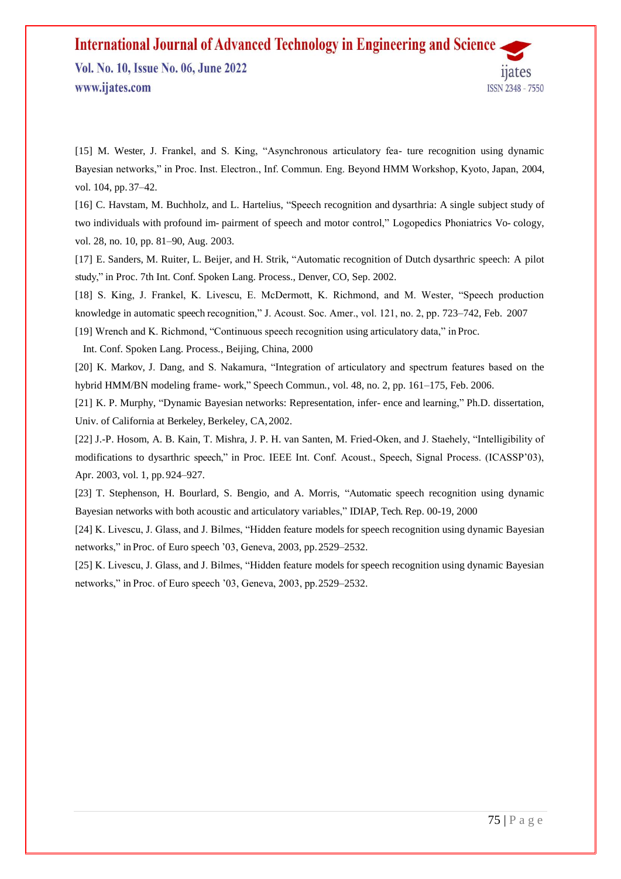[15] M. Wester, J. Frankel, and S. King, "Asynchronous articulatory fea- ture recognition using dynamic Bayesian networks," in Proc. Inst. Electron., Inf. Commun. Eng. Beyond HMM Workshop, Kyoto, Japan, 2004, vol. 104, pp. 37–42.

[16] C. Havstam, M. Buchholz, and L. Hartelius, "Speech recognition and dysarthria: A single subject study of two individuals with profound im- pairment of speech and motor control," Logopedics Phoniatrics Vo- cology, vol. 28, no. 10, pp. 81–90, Aug. 2003.

[17] E. Sanders, M. Ruiter, L. Beijer, and H. Strik, "Automatic recognition of Dutch dysarthric speech: A pilot study," in Proc. 7th Int. Conf. Spoken Lang. Process., Denver, CO, Sep. 2002.

[18] S. King, J. Frankel, K. Livescu, E. McDermott, K. Richmond, and M. Wester, "Speech production knowledge in automatic speech recognition," J. Acoust. Soc. Amer., vol. 121, no. 2, pp. 723–742, Feb. 2007

[19] Wrench and K. Richmond, "Continuous speech recognition using articulatory data," in Proc. Int. Conf. Spoken Lang. Process., Beijing, China, 2000

[20] K. Markov, J. Dang, and S. Nakamura, "Integration of articulatory and spectrum features based on the hybrid HMM/BN modeling frame- work," Speech Commun., vol. 48, no. 2, pp. 161–175, Feb. 2006.

[21] K. P. Murphy, "Dynamic Bayesian networks: Representation, infer- ence and learning," Ph.D. dissertation, Univ. of California at Berkeley, Berkeley, CA, 2002.

[22] J.-P. Hosom, A. B. Kain, T. Mishra, J. P. H. van Santen, M. Fried-Oken, and J. Staehely, "Intelligibility of modifications to dysarthric speech," in Proc. IEEE Int. Conf. Acoust., Speech, Signal Process. (ICASSP'03), Apr. 2003, vol. 1, pp. 924–927.

[23] T. Stephenson, H. Bourlard, S. Bengio, and A. Morris, "Automatic speech recognition using dynamic Bayesian networks with both acoustic and articulatory variables," IDIAP, Tech. Rep. 00-19, 2000

[24] K. Livescu, J. Glass, and J. Bilmes, "Hidden feature models for speech recognition using dynamic Bayesian networks," in Proc. of Euro speech '03, Geneva, 2003, pp. 2529–2532.

[25] K. Livescu, J. Glass, and J. Bilmes, "Hidden feature models for speech recognition using dynamic Bayesian networks," in Proc. of Euro speech '03, Geneva, 2003, pp. 2529–2532.